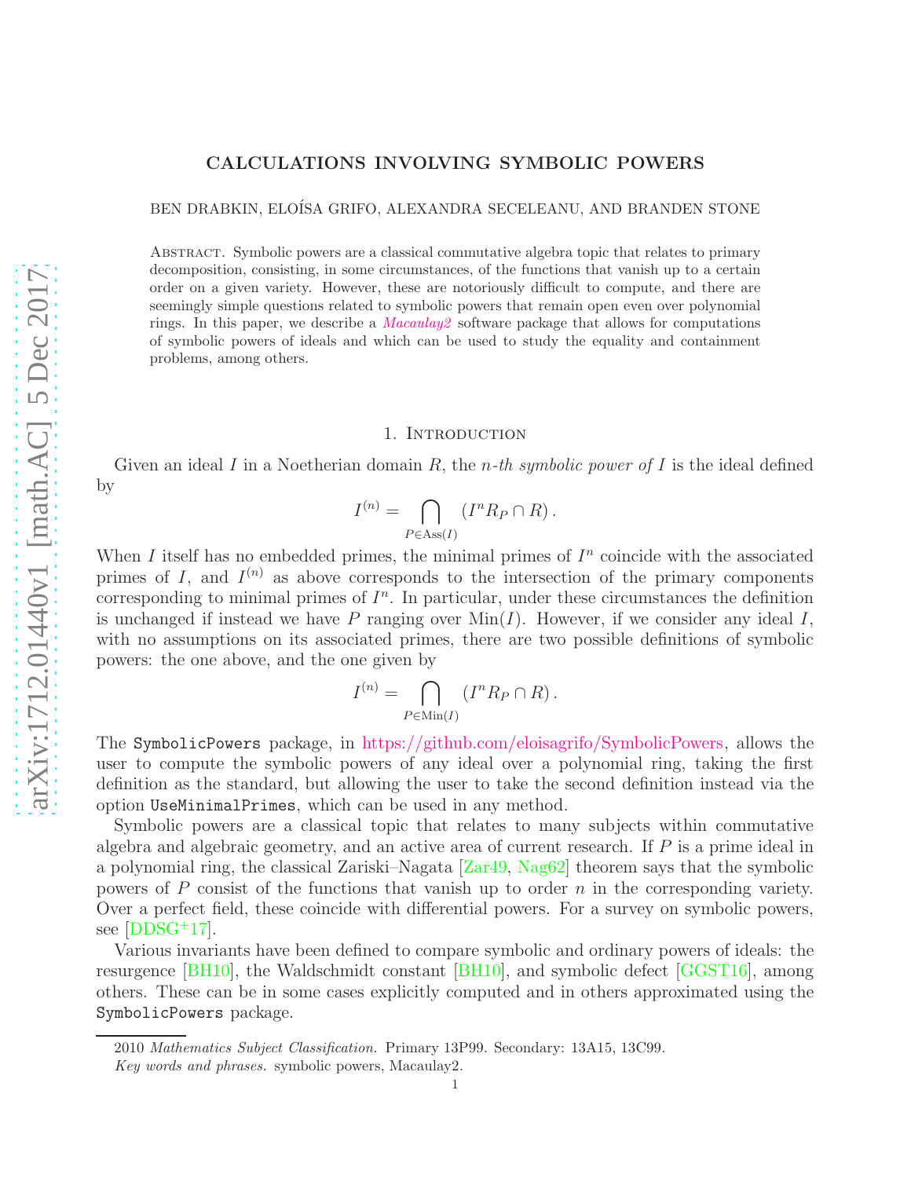# CALCULATIONS INVOLVING SYMBOLIC POWERS

BEN DRABKIN, ELOÍSA GRIFO, ALEXANDRA SECELEANU, AND BRANDEN STONE

Abstract. Symbolic powers are a classical commutative algebra topic that relates to primary decomposition, consisting, in some circumstances, of the functions that vanish up to a certain order on a given variety. However, these are notoriously difficult to compute, and there are seemingly simple questions related to symbolic powers that remain open even over polynomial rings. In this paper, we describe a *Macaulay2* software package that allows for computations of symbolic powers of ideals and which can be used to study the equality and containment problems, among others.

## 1. Introduction

Given an ideal $I$ in a Noetherian domain $R$, the *n-th symbolic power of* $I$ is the ideal defined by

$$I^{(n)} = \bigcap_{P \in \operatorname{Ass}(I)} \left( I^n R_P \cap R \right).$$

When $I$ itself has no embedded primes, the minimal primes of $I^n$ coincide with the associated primes of $I$, and $I^{(n)}$ as above corresponds to the intersection of the primary components corresponding to minimal primes of $I^n$. In particular, under these circumstances the definition is unchanged if instead we have $P$ ranging over $\operatorname{Min}(I)$. However, if we consider any ideal $I$, with no assumptions on its associated primes, there are two possible definitions of symbolic powers: the one above, and the one given by

$$I^{(n)} = \bigcap_{P \in \operatorname{Min}(I)} \left( I^n R_P \cap R \right).$$

The `SymbolicPowers` package, in https://github.com/eloisagrifo/SymbolicPowers, allows the user to compute the symbolic powers of any ideal over a polynomial ring, taking the first definition as the standard, but allowing the user to take the second definition instead via the option `UseMinimalPrimes`, which can be used in any method.

Symbolic powers are a classical topic that relates to many subjects within commutative algebra and algebraic geometry, and an active area of current research. If $P$ is a prime ideal in a polynomial ring, the classical Zariski–Nagata [Zar49, Nag62] theorem says that the symbolic powers of $P$ consist of the functions that vanish up to order $n$ in the corresponding variety. Over a perfect field, these coincide with differential powers. For a survey on symbolic powers, see [DDSG+17].

Various invariants have been defined to compare symbolic and ordinary powers of ideals: the resurgence [BH10], the Waldschmidt constant [BH10], and symbolic defect [GGST16], among others. These can be in some cases explicitly computed and in others approximated using the `SymbolicPowers` package.

---

2010 *Mathematics Subject Classification.* Primary 13P99. Secondary: 13A15, 13C99.

*Key words and phrases.* symbolic powers, Macaulay2.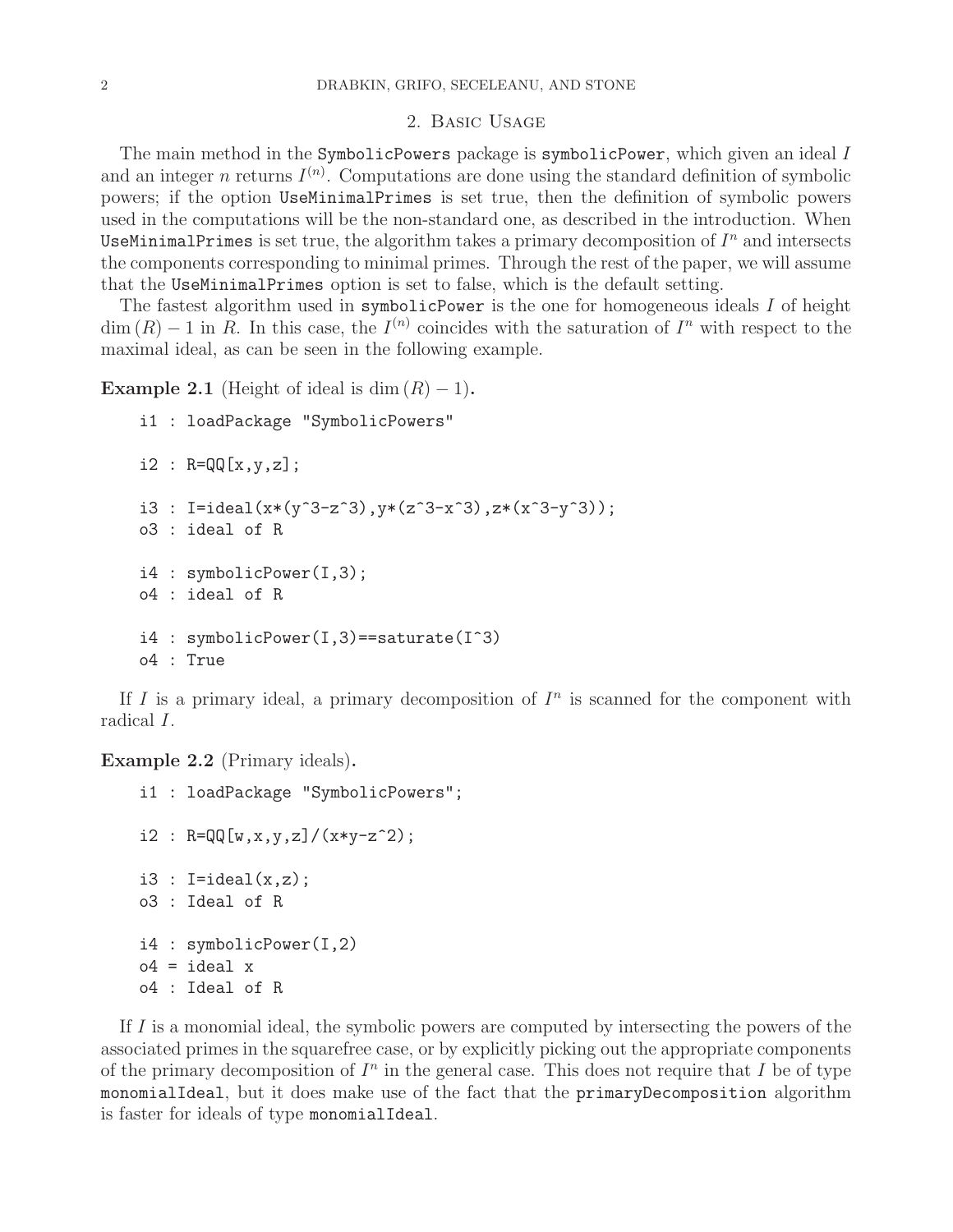## 2. Basic Usage

The main method in the `SymbolicPowers` package is `symbolicPower`, which given an ideal $I$ and an integer $n$ returns $I^{(n)}$. Computations are done using the standard definition of symbolic powers; if the option `UseMinimalPrimes` is set true, then the definition of symbolic powers used in the computations will be the non-standard one, as described in the introduction. When `UseMinimalPrimes` is set true, the algorithm takes a primary decomposition of $I^n$ and intersects the components corresponding to minimal primes. Through the rest of the paper, we will assume that the `UseMinimalPrimes` option is set to false, which is the default setting.

The fastest algorithm used in `symbolicPower` is the one for homogeneous ideals $I$ of height $\dim(R) - 1$ in $R$. In this case, the $I^{(n)}$ coincides with the saturation of $I^n$ with respect to the maximal ideal, as can be seen in the following example.

**Example 2.1** (Height of ideal is $\dim(R) - 1$)**.**

```
i1 : loadPackage "SymbolicPowers"

i2 : R=QQ[x,y,z];

i3 : I=ideal(x*(y^3-z^3),y*(z^3-x^3),z*(x^3-y^3));
o3 : ideal of R

i4 : symbolicPower(I,3);
o4 : ideal of R

i4 : symbolicPower(I,3)==saturate(I^3)
o4 : True
```

If $I$ is a primary ideal, a primary decomposition of $I^n$ is scanned for the component with radical $I$.

**Example 2.2** (Primary ideals)**.**

```
i1 : loadPackage "SymbolicPowers";

i2 : R=QQ[w,x,y,z]/(x*y-z^2);

i3 : I=ideal(x,z);
o3 : Ideal of R

i4 : symbolicPower(I,2)
o4 = ideal x
o4 : Ideal of R
```

If $I$ is a monomial ideal, the symbolic powers are computed by intersecting the powers of the associated primes in the squarefree case, or by explicitly picking out the appropriate components of the primary decomposition of $I^n$ in the general case. This does not require that $I$ be of type `monomialIdeal`, but it does make use of the fact that the `primaryDecomposition` algorithm is faster for ideals of type `monomialIdeal`.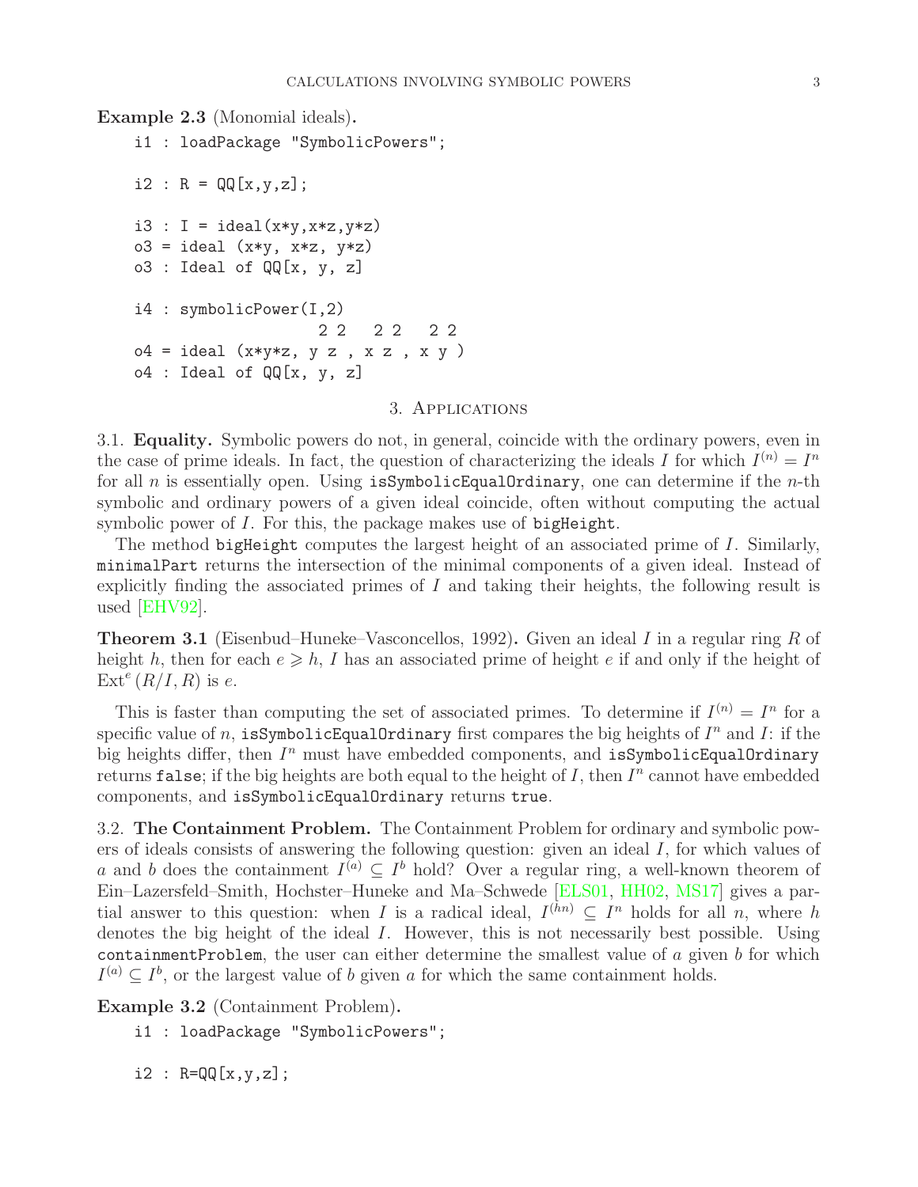**Example 2.3** (Monomial ideals)**.**

```
i1 : loadPackage "SymbolicPowers";

i2 : R = QQ[x,y,z];

i3 : I = ideal(x*y,x*z,y*z)
o3 = ideal (x*y, x*z, y*z)
o3 : Ideal of QQ[x, y, z]

i4 : symbolicPower(I,2)
                      2 2   2 2   2 2
o4 = ideal (x*y*z, y z , x z , x y )
o4 : Ideal of QQ[x, y, z]
```

## 3. Applications

3.1. **Equality.** Symbolic powers do not, in general, coincide with the ordinary powers, even in the case of prime ideals. In fact, the question of characterizing the ideals $I$ for which $I^{(n)} = I^n$ for all $n$ is essentially open. Using `isSymbolicEqualOrdinary`, one can determine if the $n$-th symbolic and ordinary powers of a given ideal coincide, often without computing the actual symbolic power of $I$. For this, the package makes use of `bigHeight`.

The method `bigHeight` computes the largest height of an associated prime of $I$. Similarly, `minimalPart` returns the intersection of the minimal components of a given ideal. Instead of explicitly finding the associated primes of $I$ and taking their heights, the following result is used [EHV92].

**Theorem 3.1** (Eisenbud–Huneke–Vasconcellos, 1992)**.** *Given an ideal $I$ in a regular ring $R$ of height $h$, then for each $e \geqslant h$, $I$ has an associated prime of height $e$ if and only if the height of $\operatorname{Ext}^e(R/I, R)$ is $e$.*

This is faster than computing the set of associated primes. To determine if $I^{(n)} = I^n$ for a specific value of $n$, `isSymbolicEqualOrdinary` first compares the big heights of $I^n$ and $I$: if the big heights differ, then $I^n$ must have embedded components, and `isSymbolicEqualOrdinary` returns `false`; if the big heights are both equal to the height of $I$, then $I^n$ cannot have embedded components, and `isSymbolicEqualOrdinary` returns `true`.

3.2. **The Containment Problem.** The Containment Problem for ordinary and symbolic powers of ideals consists of answering the following question: given an ideal $I$, for which values of $a$ and $b$ does the containment $I^{(a)} \subseteq I^b$ hold? Over a regular ring, a well-known theorem of Ein–Lazersfeld–Smith, Hochster–Huneke and Ma–Schwede [ELS01, HH02, MS17] gives a partial answer to this question: when $I$ is a radical ideal, $I^{(hn)} \subseteq I^n$ holds for all $n$, where $h$ denotes the big height of the ideal $I$. However, this is not necessarily best possible. Using `containmentProblem`, the user can either determine the smallest value of $a$ given $b$ for which $I^{(a)} \subseteq I^b$, or the largest value of $b$ given $a$ for which the same containment holds.

**Example 3.2** (Containment Problem)**.**

```
i1 : loadPackage "SymbolicPowers";

i2 : R=QQ[x,y,z];
```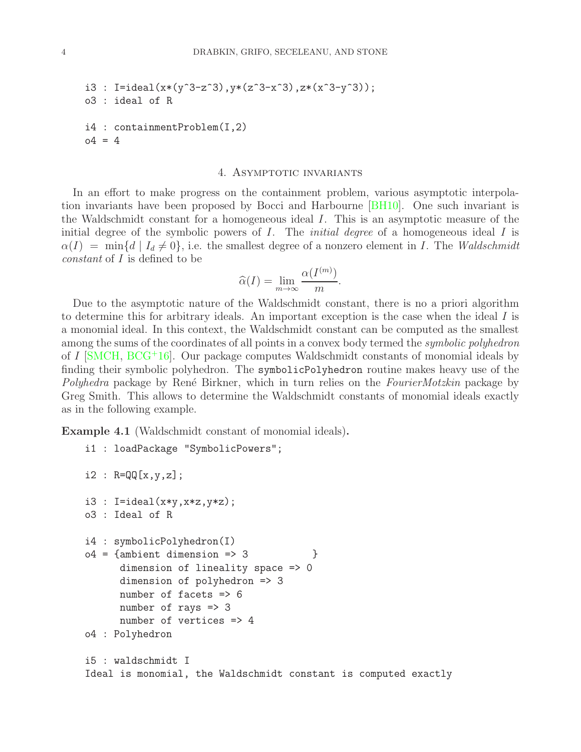```
i3 : I=ideal(x*(y^3-z^3),y*(z^3-x^3),z*(x^3-y^3));
o3 : ideal of R

i4 : containmentProblem(I,2)
o4 = 4
```

## 4. Asymptotic invariants

In an effort to make progress on the containment problem, various asymptotic interpolation invariants have been proposed by Bocci and Harbourne [BH10]. One such invariant is the Waldschmidt constant for a homogeneous ideal $I$. This is an asymptotic measure of the initial degree of the symbolic powers of $I$. The *initial degree* of a homogeneous ideal $I$ is $\alpha(I) = \min\{d \mid I_d \neq 0\}$, i.e. the smallest degree of a nonzero element in $I$. The *Waldschmidt constant* of $I$ is defined to be

$$\widehat{\alpha}(I) = \lim_{m\to\infty} \frac{\alpha(I^{(m)})}{m}.$$

Due to the asymptotic nature of the Waldschmidt constant, there is no a priori algorithm to determine this for arbitrary ideals. An important exception is the case when the ideal $I$ is a monomial ideal. In this context, the Waldschmidt constant can be computed as the smallest among the sums of the coordinates of all points in a convex body termed the *symbolic polyhedron* of $I$ [SMCH, BCG+16]. Our package computes Waldschmidt constants of monomial ideals by finding their symbolic polyhedron. The `symbolicPolyhedron` routine makes heavy use of the *Polyhedra* package by René Birkner, which in turn relies on the *FourierMotzkin* package by Greg Smith. This allows to determine the Waldschmidt constants of monomial ideals exactly as in the following example.

**Example 4.1** (Waldschmidt constant of monomial ideals)**.**

```
i1 : loadPackage "SymbolicPowers";

i2 : R=QQ[x,y,z];

i3 : I=ideal(x*y,x*z,y*z);
o3 : Ideal of R

i4 : symbolicPolyhedron(I)
o4 = {ambient dimension => 3           }
      dimension of lineality space => 0
      dimension of polyhedron => 3
      number of facets => 6
      number of rays => 3
      number of vertices => 4
o4 : Polyhedron

i5 : waldschmidt I
Ideal is monomial, the Waldschmidt constant is computed exactly
```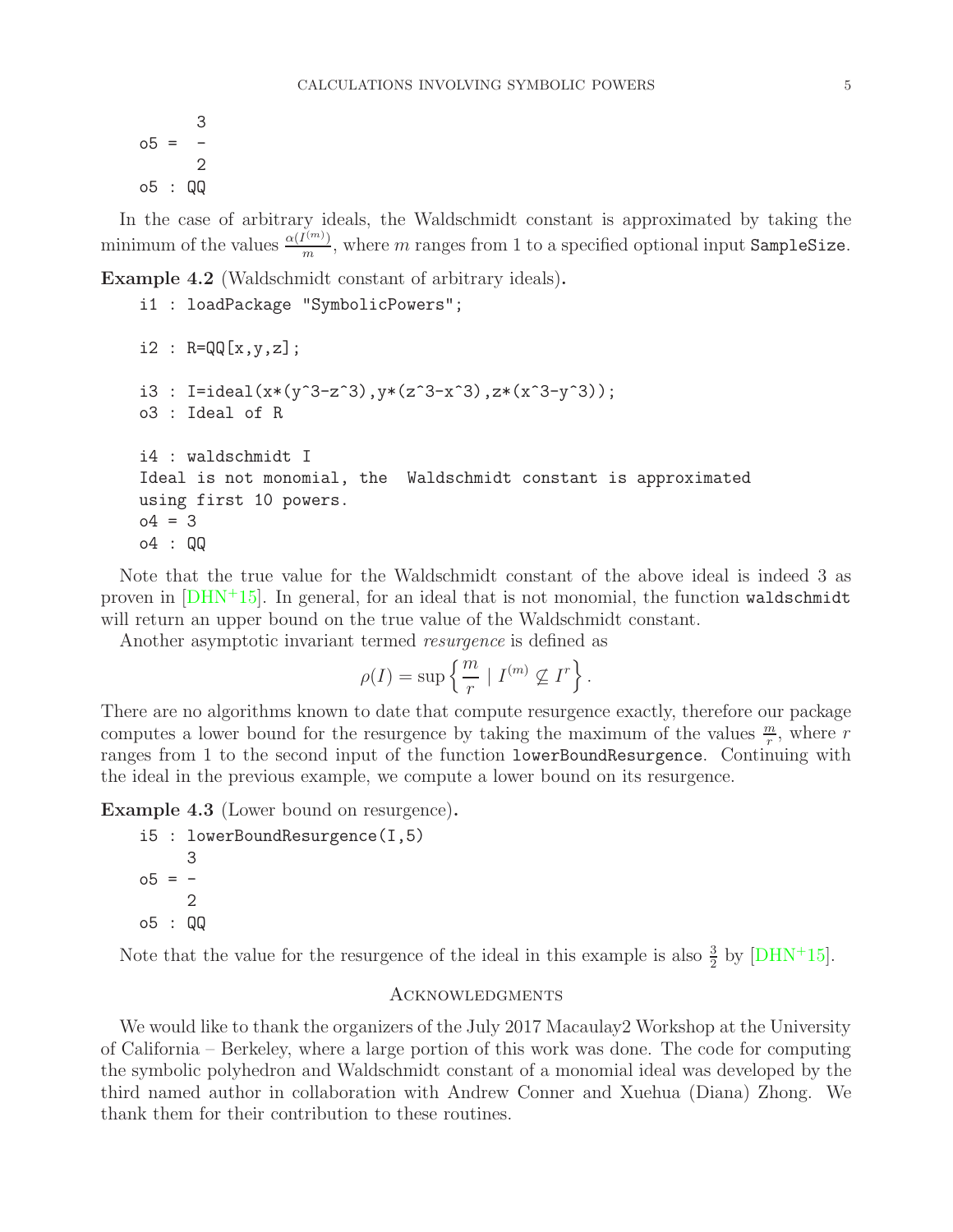```
       3
o5 =  -
       2
o5 : QQ
```

In the case of arbitrary ideals, the Waldschmidt constant is approximated by taking the minimum of the values $\frac{\alpha(I^{(m)})}{m}$, where $m$ ranges from 1 to a specified optional input `SampleSize`.

**Example 4.2** (Waldschmidt constant of arbitrary ideals)**.**

```
i1 : loadPackage "SymbolicPowers";

i2 : R=QQ[x,y,z];

i3 : I=ideal(x*(y^3-z^3),y*(z^3-x^3),z*(x^3-y^3));
o3 : Ideal of R

i4 : waldschmidt I
Ideal is not monomial, the  Waldschmidt constant is approximated
using first 10 powers.
o4 = 3
o4 : QQ
```

Note that the true value for the Waldschmidt constant of the above ideal is indeed 3 as proven in [DHN+15]. In general, for an ideal that is not monomial, the function `waldschmidt` will return an upper bound on the true value of the Waldschmidt constant.

Another asymptotic invariant termed *resurgence* is defined as

$$\rho(I) = \sup\left\{ \frac{m}{r} \mid I^{(m)} \not\subseteq I^r \right\}.$$

There are no algorithms known to date that compute resurgence exactly, therefore our package computes a lower bound for the resurgence by taking the maximum of the values $\frac{m}{r}$, where $r$ ranges from 1 to the second input of the function `lowerBoundResurgence`. Continuing with the ideal in the previous example, we compute a lower bound on its resurgence.

**Example 4.3** (Lower bound on resurgence)**.**

```
i5 : lowerBoundResurgence(I,5)
     3
o5 = -
     2
o5 : QQ
```

Note that the value for the resurgence of the ideal in this example is also $\frac{3}{2}$ by [DHN+15].

## Acknowledgments

We would like to thank the organizers of the July 2017 Macaulay2 Workshop at the University of California – Berkeley, where a large portion of this work was done. The code for computing the symbolic polyhedron and Waldschmidt constant of a monomial ideal was developed by the third named author in collaboration with Andrew Conner and Xuehua (Diana) Zhong. We thank them for their contribution to these routines.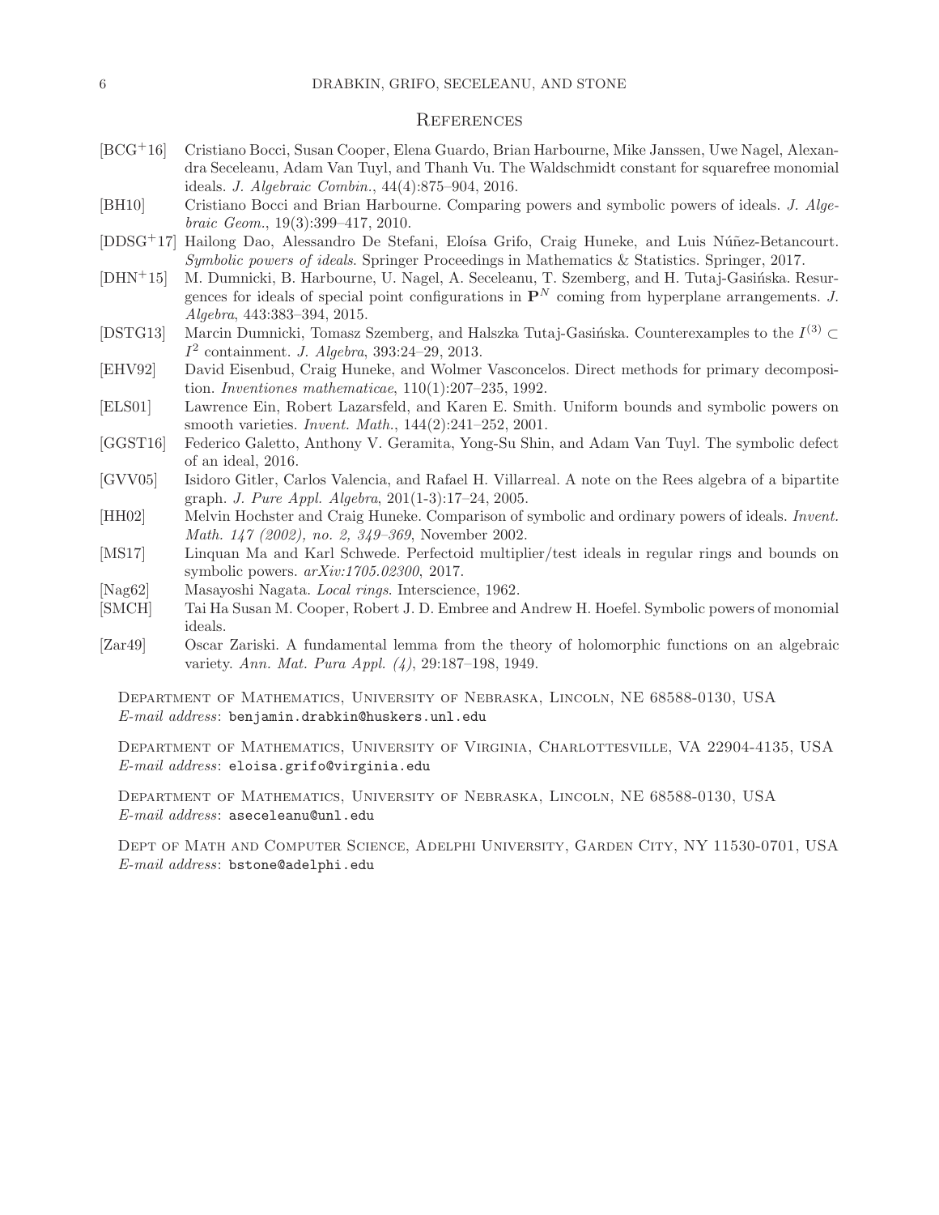## References

[BCG+16] Cristiano Bocci, Susan Cooper, Elena Guardo, Brian Harbourne, Mike Janssen, Uwe Nagel, Alexandra Seceleanu, Adam Van Tuyl, and Thanh Vu. The Waldschmidt constant for squarefree monomial ideals. *J. Algebraic Combin.*, 44(4):875–904, 2016.

[BH10] Cristiano Bocci and Brian Harbourne. Comparing powers and symbolic powers of ideals. *J. Algebraic Geom.*, 19(3):399–417, 2010.

[DDSG+17] Hailong Dao, Alessandro De Stefani, Eloísa Grifo, Craig Huneke, and Luis Núñez-Betancourt. *Symbolic powers of ideals*. Springer Proceedings in Mathematics & Statistics. Springer, 2017.

[DHN+15] M. Dumnicki, B. Harbourne, U. Nagel, A. Seceleanu, T. Szemberg, and H. Tutaj-Gasińska. Resurgences for ideals of special point configurations in $\mathbf{P}^N$ coming from hyperplane arrangements. *J. Algebra*, 443:383–394, 2015.

[DSTG13] Marcin Dumnicki, Tomasz Szemberg, and Halszka Tutaj-Gasińska. Counterexamples to the $I^{(3)} \subset I^2$ containment. *J. Algebra*, 393:24–29, 2013.

[EHV92] David Eisenbud, Craig Huneke, and Wolmer Vasconcelos. Direct methods for primary decomposition. *Inventiones mathematicae*, 110(1):207–235, 1992.

[ELS01] Lawrence Ein, Robert Lazarsfeld, and Karen E. Smith. Uniform bounds and symbolic powers on smooth varieties. *Invent. Math.*, 144(2):241–252, 2001.

[GGST16] Federico Galetto, Anthony V. Geramita, Yong-Su Shin, and Adam Van Tuyl. The symbolic defect of an ideal, 2016.

[GVV05] Isidoro Gitler, Carlos Valencia, and Rafael H. Villarreal. A note on the Rees algebra of a bipartite graph. *J. Pure Appl. Algebra*, 201(1-3):17–24, 2005.

[HH02] Melvin Hochster and Craig Huneke. Comparison of symbolic and ordinary powers of ideals. *Invent. Math. 147 (2002), no. 2, 349–369*, November 2002.

[MS17] Linquan Ma and Karl Schwede. Perfectoid multiplier/test ideals in regular rings and bounds on symbolic powers. *arXiv:1705.02300*, 2017.

[Nag62] Masayoshi Nagata. *Local rings*. Interscience, 1962.

[SMCH] Tai Ha Susan M. Cooper, Robert J. D. Embree and Andrew H. Hoefel. Symbolic powers of monomial ideals.

[Zar49] Oscar Zariski. A fundamental lemma from the theory of holomorphic functions on an algebraic variety. *Ann. Mat. Pura Appl. (4)*, 29:187–198, 1949.

Department of Mathematics, University of Nebraska, Lincoln, NE 68588-0130, USA
*E-mail address*: benjamin.drabkin@huskers.unl.edu

Department of Mathematics, University of Virginia, Charlottesville, VA 22904-4135, USA
*E-mail address*: eloisa.grifo@virginia.edu

Department of Mathematics, University of Nebraska, Lincoln, NE 68588-0130, USA
*E-mail address*: aseceleanu@unl.edu

Dept of Math and Computer Science, Adelphi University, Garden City, NY 11530-0701, USA
*E-mail address*: bstone@adelphi.edu